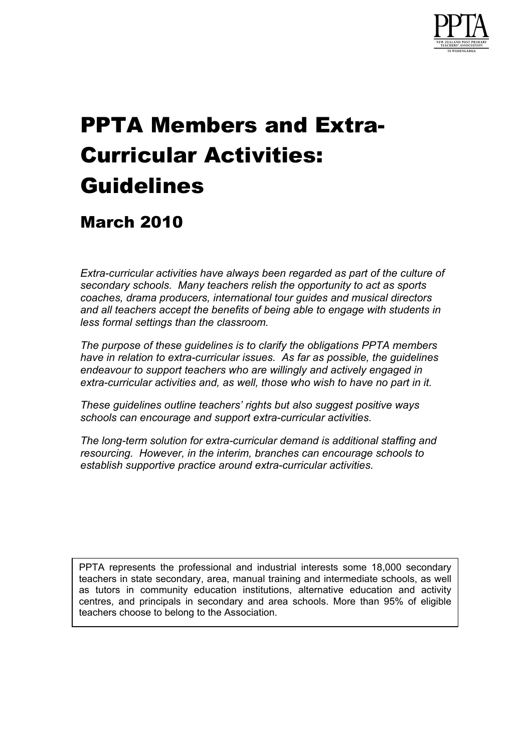# PPTA Members and Extra-Curricular Activities: Guidelines

## March 2010

*Extra-curricular activities have always been regarded as part of the culture of secondary schools. Many teachers relish the opportunity to act as sports coaches, drama producers, international tour guides and musical directors and all teachers accept the benefits of being able to engage with students in less formal settings than the classroom.*

*The purpose of these guidelines is to clarify the obligations PPTA members have in relation to extra-curricular issues. As far as possible, the guidelines endeavour to support teachers who are willingly and actively engaged in extra-curricular activities and, as well, those who wish to have no part in it.*

*These guidelines outline teachers' rights but also suggest positive ways schools can encourage and support extra-curricular activities.*

*The long-term solution for extra-curricular demand is additional staffing and resourcing. However, in the interim, branches can encourage schools to establish supportive practice around extra-curricular activities.*

PPTA represents the professional and industrial interests some 18,000 secondary teachers in state secondary, area, manual training and intermediate schools, as well as tutors in community education institutions, alternative education and activity centres, and principals in secondary and area schools. More than 95% of eligible teachers choose to belong to the Association.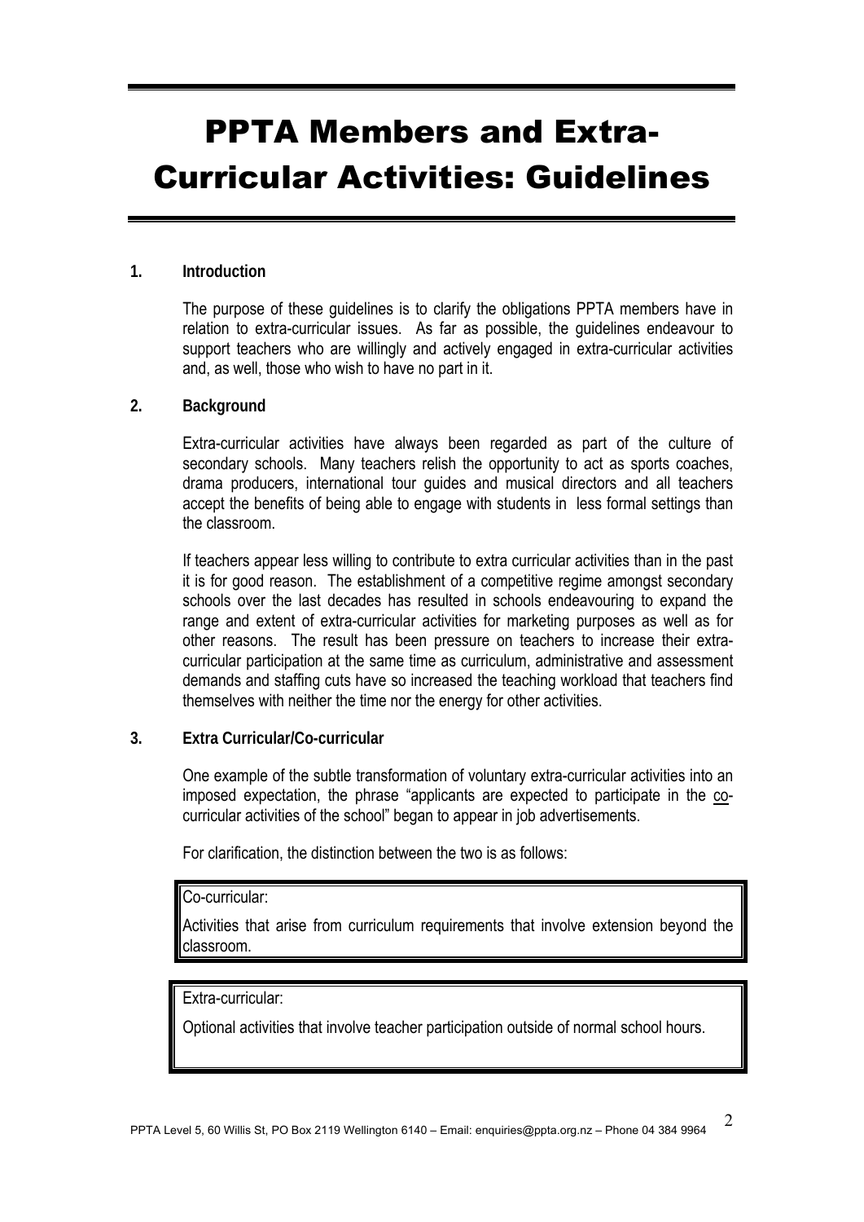# PPTA Members and Extra-Curricular Activities: Guidelines

## 1. Introduction

The purpose of these guidelines is to clarify the obligations PPTA members have in relation to extra-curricular issues. As far as possible, the guidelines endeavour to support teachers who are willingly and actively engaged in extra-curricular activities and, as well, those who wish to have no part in it.

## 2. Background

Extra-curricular activities have always been regarded as part of the culture of secondary schools. Many teachers relish the opportunity to act as sports coaches, drama producers, international tour guides and musical directors and all teachers accept the benefits of being able to engage with students in less formal settings than the classroom.

If teachers appear less willing to contribute to extra curricular activities than in the past it is for good reason. The establishment of a competitive regime amongst secondary schools over the last decades has resulted in schools endeavouring to expand the range and extent of extra-curricular activities for marketing purposes as well as for other reasons. The result has been pressure on teachers to increase their extra-curricular participation at the same time as curriculum, administrative and assessment demands and staffing cuts have so increased the teaching workload that teachers find themselves with neither the time nor the energy for other activities.

## 3. Extra Curricular/Co-curricular

One example of the subtle transformation of voluntary extra-curricular activities into an imposed expectation, the phrase "applicants are expected to participate in the co-curricular activities of the school" began to appear in job advertisements.

For clarification, the distinction between the two is as follows:

> Co-curricular:
>
> Activities that arise from curriculum requirements that involve extension beyond the classroom.

> Extra-curricular:
>
> Optional activities that involve teacher participation outside of normal school hours.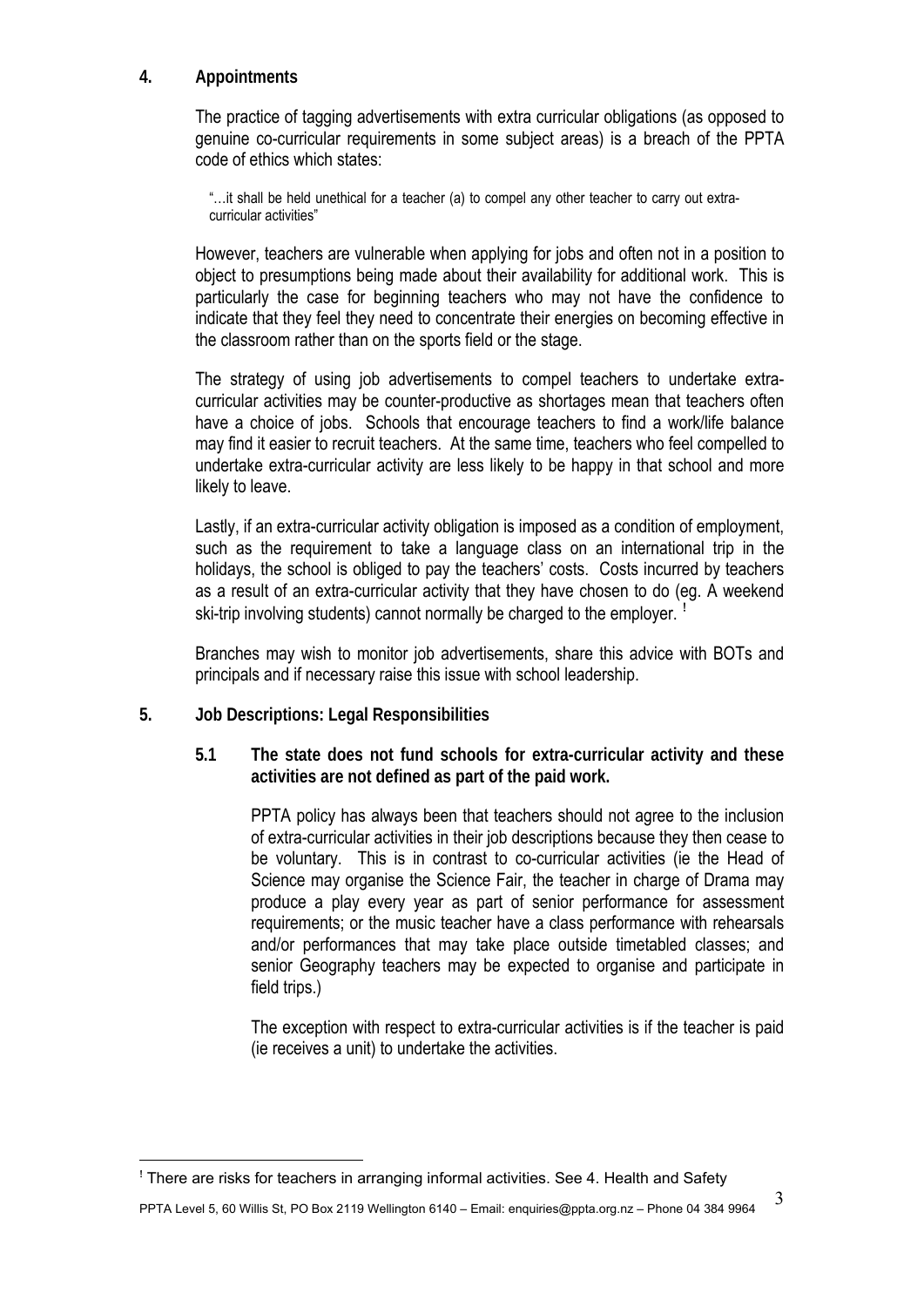## 4. Appointments

The practice of tagging advertisements with extra curricular obligations (as opposed to genuine co-curricular requirements in some subject areas) is a breach of the PPTA code of ethics which states:

> "…it shall be held unethical for a teacher (a) to compel any other teacher to carry out extra-curricular activities"

However, teachers are vulnerable when applying for jobs and often not in a position to object to presumptions being made about their availability for additional work. This is particularly the case for beginning teachers who may not have the confidence to indicate that they feel they need to concentrate their energies on becoming effective in the classroom rather than on the sports field or the stage.

The strategy of using job advertisements to compel teachers to undertake extra-curricular activities may be counter-productive as shortages mean that teachers often have a choice of jobs. Schools that encourage teachers to find a work/life balance may find it easier to recruit teachers. At the same time, teachers who feel compelled to undertake extra-curricular activity are less likely to be happy in that school and more likely to leave.

Lastly, if an extra-curricular activity obligation is imposed as a condition of employment, such as the requirement to take a language class on an international trip in the holidays, the school is obliged to pay the teachers' costs. Costs incurred by teachers as a result of an extra-curricular activity that they have chosen to do (eg. A weekend ski-trip involving students) cannot normally be charged to the employer. [!]

Branches may wish to monitor job advertisements, share this advice with BOTs and principals and if necessary raise this issue with school leadership.

## 5. Job Descriptions: Legal Responsibilities

### 5.1 The state does not fund schools for extra-curricular activity and these activities are not defined as part of the paid work.

PPTA policy has always been that teachers should not agree to the inclusion of extra-curricular activities in their job descriptions because they then cease to be voluntary. This is in contrast to co-curricular activities (ie the Head of Science may organise the Science Fair, the teacher in charge of Drama may produce a play every year as part of senior performance for assessment requirements; or the music teacher have a class performance with rehearsals and/or performances that may take place outside timetabled classes; and senior Geography teachers may be expected to organise and participate in field trips.)

The exception with respect to extra-curricular activities is if the teacher is paid (ie receives a unit) to undertake the activities.

---

[!] There are risks for teachers in arranging informal activities. See 4. Health and Safety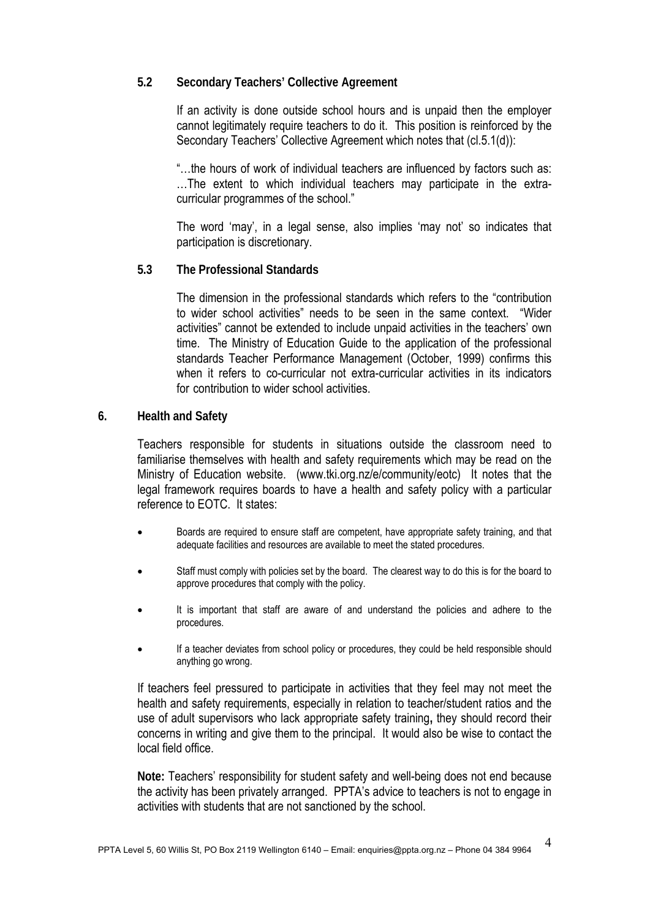### 5.2 Secondary Teachers' Collective Agreement

If an activity is done outside school hours and is unpaid then the employer cannot legitimately require teachers to do it. This position is reinforced by the Secondary Teachers' Collective Agreement which notes that (cl.5.1(d)):

"…the hours of work of individual teachers are influenced by factors such as: …The extent to which individual teachers may participate in the extra-curricular programmes of the school."

The word 'may', in a legal sense, also implies 'may not' so indicates that participation is discretionary.

### 5.3 The Professional Standards

The dimension in the professional standards which refers to the "contribution to wider school activities" needs to be seen in the same context. "Wider activities" cannot be extended to include unpaid activities in the teachers' own time. The Ministry of Education Guide to the application of the professional standards Teacher Performance Management (October, 1999) confirms this when it refers to co-curricular not extra-curricular activities in its indicators for contribution to wider school activities.

## 6. Health and Safety

Teachers responsible for students in situations outside the classroom need to familiarise themselves with health and safety requirements which may be read on the Ministry of Education website. (www.tki.org.nz/e/community/eotc) It notes that the legal framework requires boards to have a health and safety policy with a particular reference to EOTC. It states:

- Boards are required to ensure staff are competent, have appropriate safety training, and that adequate facilities and resources are available to meet the stated procedures.
- Staff must comply with policies set by the board. The clearest way to do this is for the board to approve procedures that comply with the policy.
- It is important that staff are aware of and understand the policies and adhere to the procedures.
- If a teacher deviates from school policy or procedures, they could be held responsible should anything go wrong.

If teachers feel pressured to participate in activities that they feel may not meet the health and safety requirements, especially in relation to teacher/student ratios and the use of adult supervisors who lack appropriate safety training**,** they should record their concerns in writing and give them to the principal. It would also be wise to contact the local field office.

**Note:** Teachers' responsibility for student safety and well-being does not end because the activity has been privately arranged. PPTA's advice to teachers is not to engage in activities with students that are not sanctioned by the school.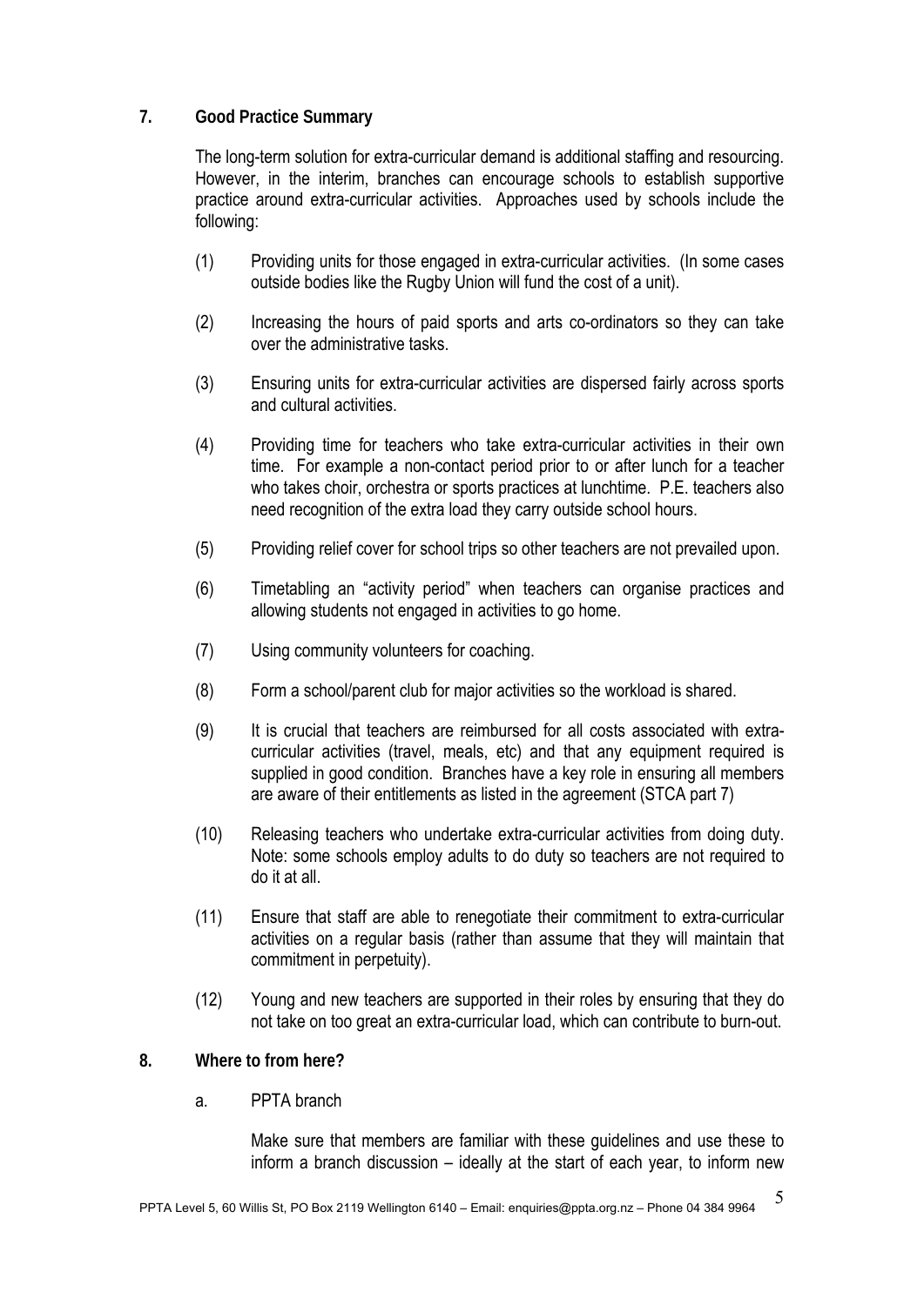## 7. Good Practice Summary

The long-term solution for extra-curricular demand is additional staffing and resourcing. However, in the interim, branches can encourage schools to establish supportive practice around extra-curricular activities. Approaches used by schools include the following:

(1) Providing units for those engaged in extra-curricular activities. (In some cases outside bodies like the Rugby Union will fund the cost of a unit).

(2) Increasing the hours of paid sports and arts co-ordinators so they can take over the administrative tasks.

(3) Ensuring units for extra-curricular activities are dispersed fairly across sports and cultural activities.

(4) Providing time for teachers who take extra-curricular activities in their own time. For example a non-contact period prior to or after lunch for a teacher who takes choir, orchestra or sports practices at lunchtime. P.E. teachers also need recognition of the extra load they carry outside school hours.

(5) Providing relief cover for school trips so other teachers are not prevailed upon.

(6) Timetabling an "activity period" when teachers can organise practices and allowing students not engaged in activities to go home.

(7) Using community volunteers for coaching.

(8) Form a school/parent club for major activities so the workload is shared.

(9) It is crucial that teachers are reimbursed for all costs associated with extra-curricular activities (travel, meals, etc) and that any equipment required is supplied in good condition. Branches have a key role in ensuring all members are aware of their entitlements as listed in the agreement (STCA part 7)

(10) Releasing teachers who undertake extra-curricular activities from doing duty. Note: some schools employ adults to do duty so teachers are not required to do it at all.

(11) Ensure that staff are able to renegotiate their commitment to extra-curricular activities on a regular basis (rather than assume that they will maintain that commitment in perpetuity).

(12) Young and new teachers are supported in their roles by ensuring that they do not take on too great an extra-curricular load, which can contribute to burn-out.

## 8. Where to from here?

a. PPTA branch

Make sure that members are familiar with these guidelines and use these to inform a branch discussion – ideally at the start of each year, to inform new

PPTA Level 5, 60 Willis St, PO Box 2119 Wellington 6140 – Email: enquiries@ppta.org.nz – Phone 04 384 9964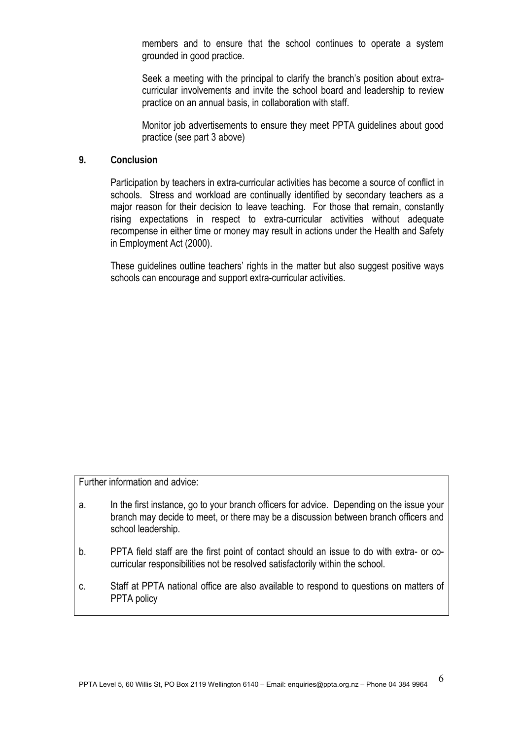members and to ensure that the school continues to operate a system grounded in good practice.

Seek a meeting with the principal to clarify the branch's position about extra-curricular involvements and invite the school board and leadership to review practice on an annual basis, in collaboration with staff.

Monitor job advertisements to ensure they meet PPTA guidelines about good practice (see part 3 above)

## 9. Conclusion

Participation by teachers in extra-curricular activities has become a source of conflict in schools. Stress and workload are continually identified by secondary teachers as a major reason for their decision to leave teaching. For those that remain, constantly rising expectations in respect to extra-curricular activities without adequate recompense in either time or money may result in actions under the Health and Safety in Employment Act (2000).

These guidelines outline teachers' rights in the matter but also suggest positive ways schools can encourage and support extra-curricular activities.

Further information and advice:

a. In the first instance, go to your branch officers for advice. Depending on the issue your branch may decide to meet, or there may be a discussion between branch officers and school leadership.

b. PPTA field staff are the first point of contact should an issue to do with extra- or co-curricular responsibilities not be resolved satisfactorily within the school.

c. Staff at PPTA national office are also available to respond to questions on matters of PPTA policy